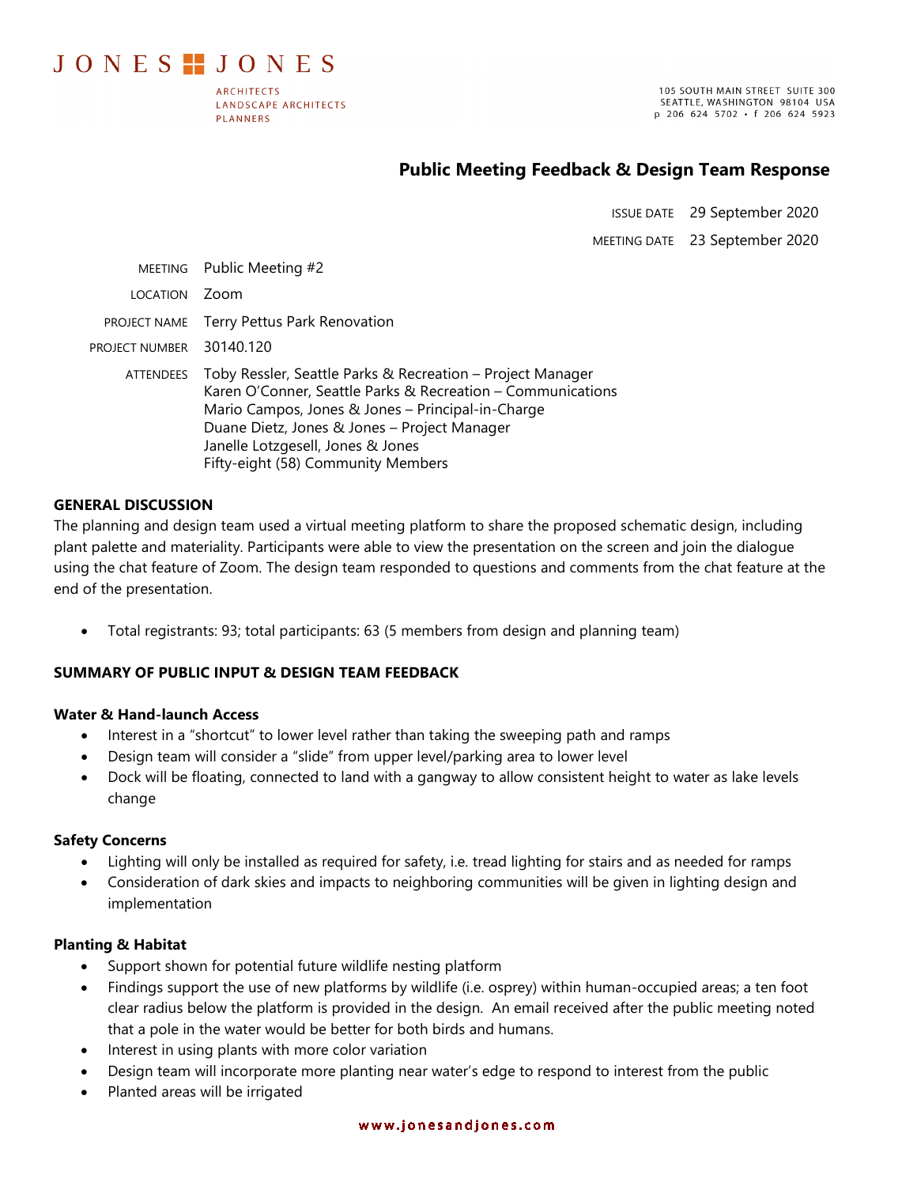JONES JONES

ARCHITECTS
LANDSCAPE ARCHITECTS
PLANNERS

105 SOUTH MAIN STREET SUITE 300
SEATTLE, WASHINGTON 98104 USA
p 206 624 5702 • f 206 624 5923

# Public Meeting Feedback & Design Team Response

ISSUE DATE 29 September 2020

MEETING DATE 23 September 2020

MEETING Public Meeting #2

LOCATION Zoom

PROJECT NAME Terry Pettus Park Renovation

PROJECT NUMBER 30140.120

ATTENDEES Toby Ressler, Seattle Parks & Recreation – Project Manager
Karen O'Conner, Seattle Parks & Recreation – Communications
Mario Campos, Jones & Jones – Principal-in-Charge
Duane Dietz, Jones & Jones – Project Manager
Janelle Lotzgesell, Jones & Jones
Fifty-eight (58) Community Members

## GENERAL DISCUSSION

The planning and design team used a virtual meeting platform to share the proposed schematic design, including plant palette and materiality. Participants were able to view the presentation on the screen and join the dialogue using the chat feature of Zoom. The design team responded to questions and comments from the chat feature at the end of the presentation.

- Total registrants: 93; total participants: 63 (5 members from design and planning team)

## SUMMARY OF PUBLIC INPUT & DESIGN TEAM FEEDBACK

### Water & Hand-launch Access

- Interest in a "shortcut" to lower level rather than taking the sweeping path and ramps
- Design team will consider a "slide" from upper level/parking area to lower level
- Dock will be floating, connected to land with a gangway to allow consistent height to water as lake levels change

### Safety Concerns

- Lighting will only be installed as required for safety, i.e. tread lighting for stairs and as needed for ramps
- Consideration of dark skies and impacts to neighboring communities will be given in lighting design and implementation

### Planting & Habitat

- Support shown for potential future wildlife nesting platform
- Findings support the use of new platforms by wildlife (i.e. osprey) within human-occupied areas; a ten foot clear radius below the platform is provided in the design. An email received after the public meeting noted that a pole in the water would be better for both birds and humans.
- Interest in using plants with more color variation
- Design team will incorporate more planting near water's edge to respond to interest from the public
- Planted areas will be irrigated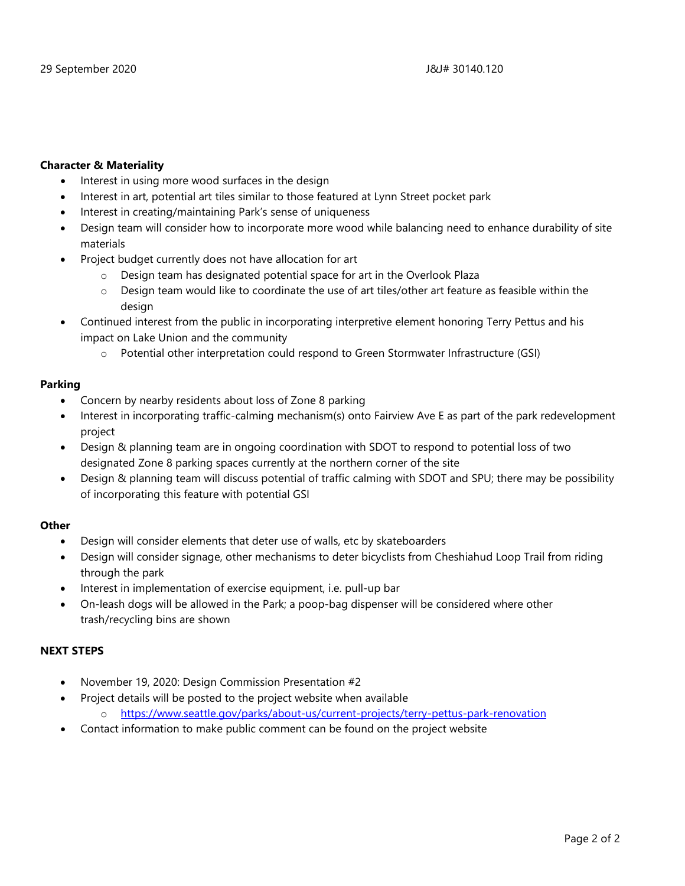29 September 2020 J&J# 30140.120

**Character & Materiality**

- Interest in using more wood surfaces in the design
- Interest in art, potential art tiles similar to those featured at Lynn Street pocket park
- Interest in creating/maintaining Park's sense of uniqueness
- Design team will consider how to incorporate more wood while balancing need to enhance durability of site materials
- Project budget currently does not have allocation for art
  - Design team has designated potential space for art in the Overlook Plaza
  - Design team would like to coordinate the use of art tiles/other art feature as feasible within the design
- Continued interest from the public in incorporating interpretive element honoring Terry Pettus and his impact on Lake Union and the community
  - Potential other interpretation could respond to Green Stormwater Infrastructure (GSI)

**Parking**

- Concern by nearby residents about loss of Zone 8 parking
- Interest in incorporating traffic-calming mechanism(s) onto Fairview Ave E as part of the park redevelopment project
- Design & planning team are in ongoing coordination with SDOT to respond to potential loss of two designated Zone 8 parking spaces currently at the northern corner of the site
- Design & planning team will discuss potential of traffic calming with SDOT and SPU; there may be possibility of incorporating this feature with potential GSI

**Other**

- Design will consider elements that deter use of walls, etc by skateboarders
- Design will consider signage, other mechanisms to deter bicyclists from Cheshiahud Loop Trail from riding through the park
- Interest in implementation of exercise equipment, i.e. pull-up bar
- On-leash dogs will be allowed in the Park; a poop-bag dispenser will be considered where other trash/recycling bins are shown

**NEXT STEPS**

- November 19, 2020: Design Commission Presentation #2
- Project details will be posted to the project website when available
  - https://www.seattle.gov/parks/about-us/current-projects/terry-pettus-park-renovation
- Contact information to make public comment can be found on the project website